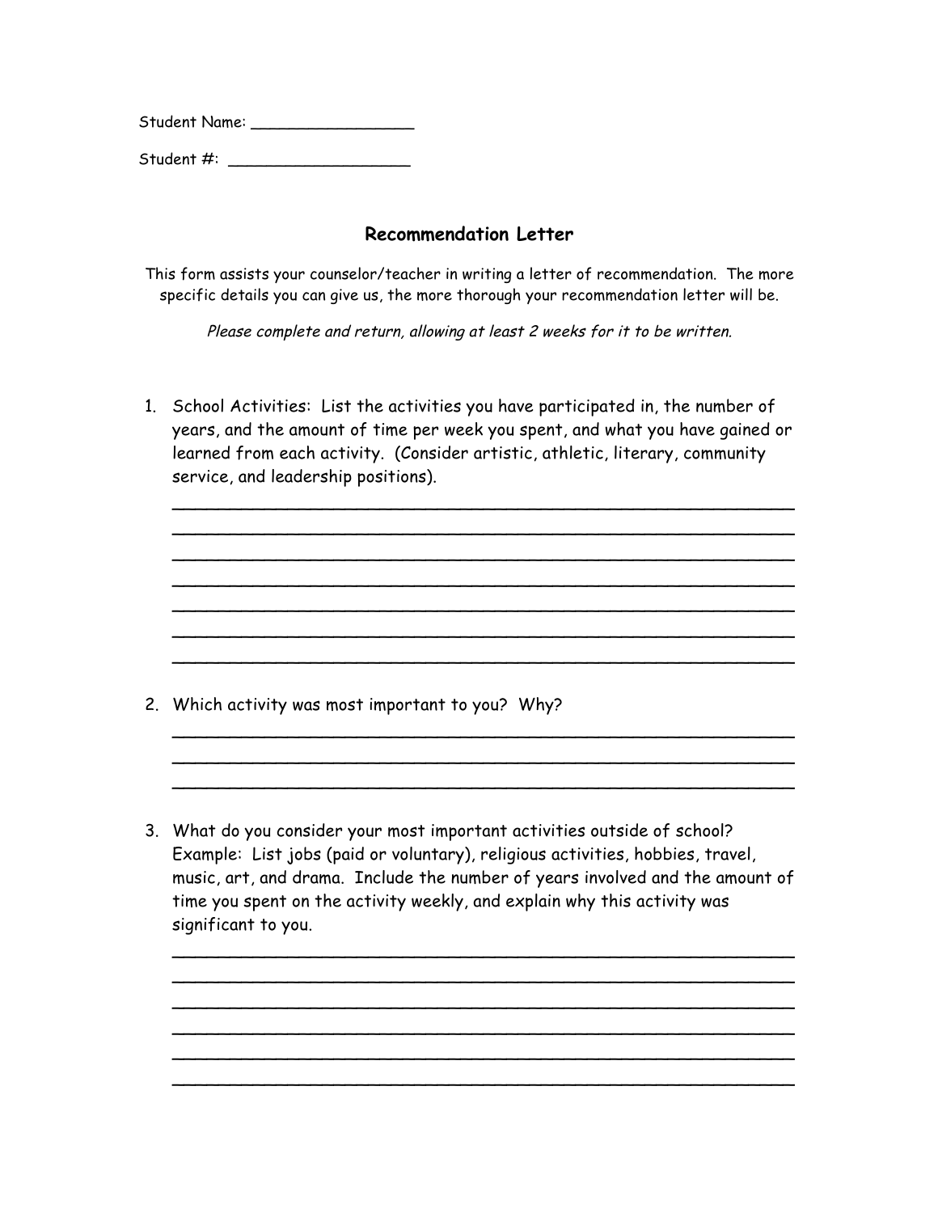Student Name: _________________

Student #: ___________________

## Recommendation Letter

This form assists your counselor/teacher in writing a letter of recommendation. The more specific details you can give us, the more thorough your recommendation letter will be.

*Please complete and return, allowing at least 2 weeks for it to be written.*

1. School Activities: List the activities you have participated in, the number of years, and the amount of time per week you spent, and what you have gained or learned from each activity. (Consider artistic, athletic, literary, community service, and leadership positions).

   ________________________________________________________________
   ________________________________________________________________
   ________________________________________________________________
   ________________________________________________________________
   ________________________________________________________________
   ________________________________________________________________
   ________________________________________________________________

2. Which activity was most important to you? Why?

   ________________________________________________________________
   ________________________________________________________________
   ________________________________________________________________

3. What do you consider your most important activities outside of school? Example: List jobs (paid or voluntary), religious activities, hobbies, travel, music, art, and drama. Include the number of years involved and the amount of time you spent on the activity weekly, and explain why this activity was significant to you.

   ________________________________________________________________
   ________________________________________________________________
   ________________________________________________________________
   ________________________________________________________________
   ________________________________________________________________
   ________________________________________________________________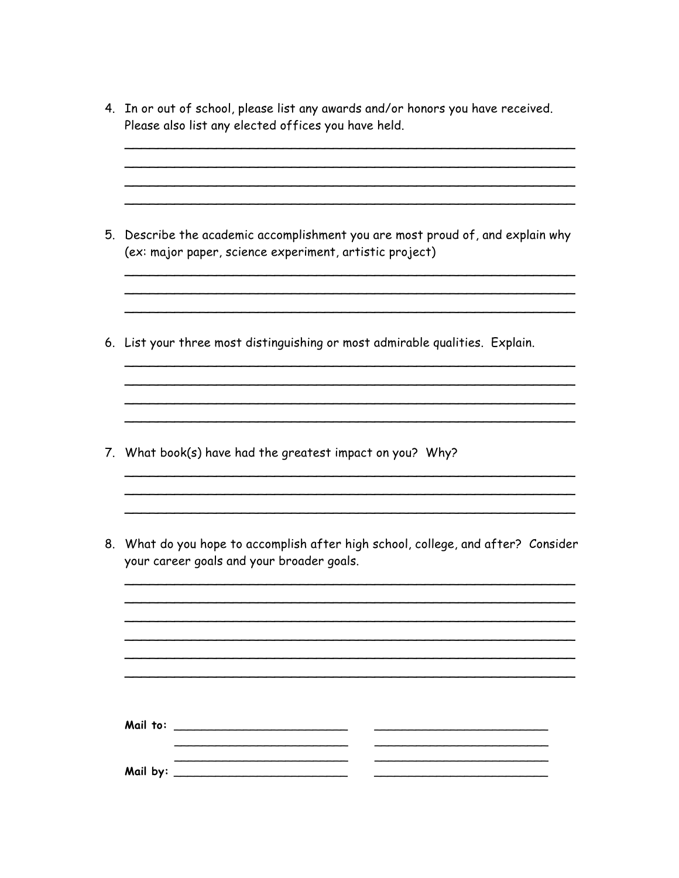4. In or out of school, please list any awards and/or honors you have received. Please also list any elected offices you have held.

    ______________________________________________________________
    ______________________________________________________________
    ______________________________________________________________
    ______________________________________________________________

5. Describe the academic accomplishment you are most proud of, and explain why (ex: major paper, science experiment, artistic project)

    ______________________________________________________________
    ______________________________________________________________
    ______________________________________________________________

6. List your three most distinguishing or most admirable qualities. Explain.

    ______________________________________________________________
    ______________________________________________________________
    ______________________________________________________________
    ______________________________________________________________

7. What book(s) have had the greatest impact on you? Why?

    ______________________________________________________________
    ______________________________________________________________
    ______________________________________________________________

8. What do you hope to accomplish after high school, college, and after? Consider your career goals and your broader goals.

    ______________________________________________________________
    ______________________________________________________________
    ______________________________________________________________
    ______________________________________________________________
    ______________________________________________________________
    ______________________________________________________________

**Mail to:** ________________________ ________________________

________________________ ________________________

________________________ ________________________

**Mail by:** ________________________ ________________________